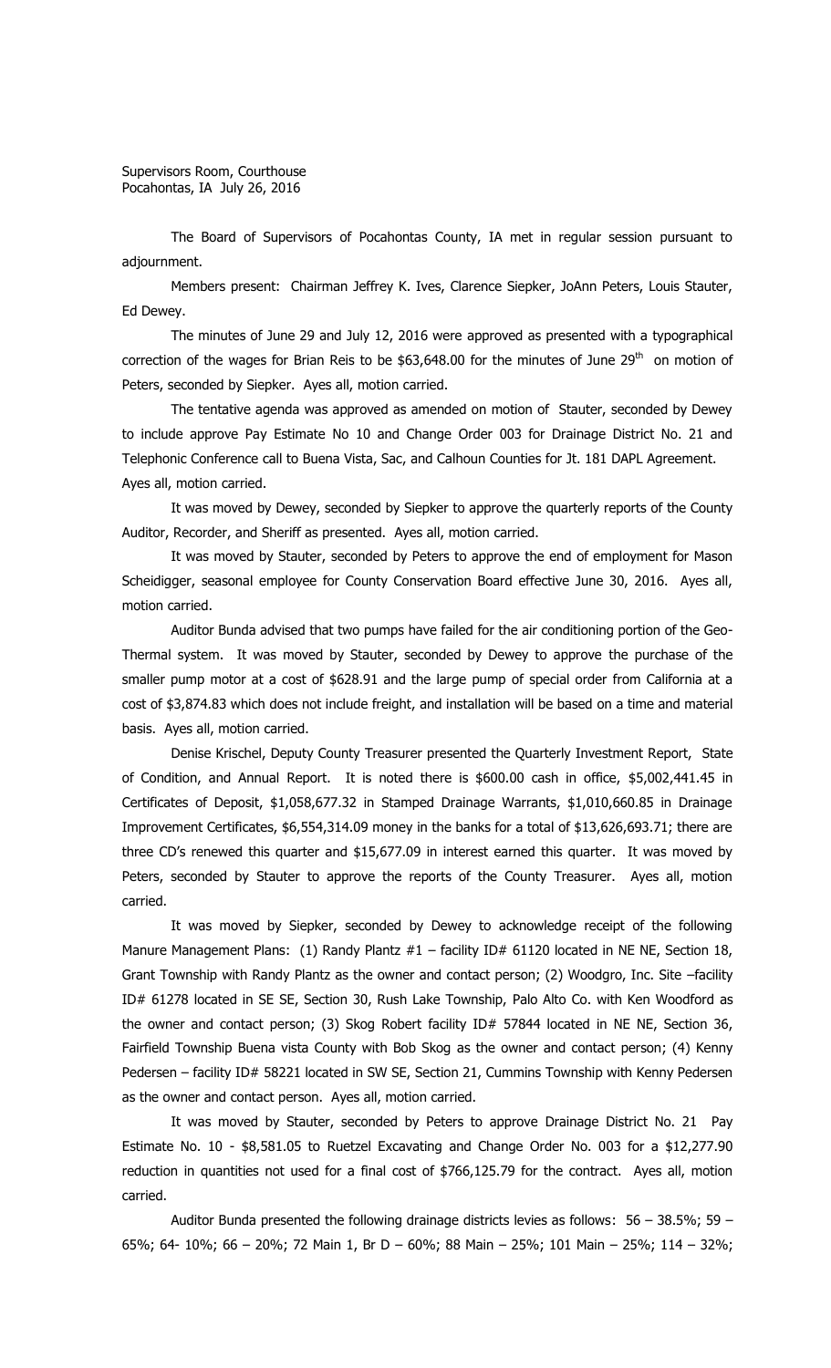Supervisors Room, Courthouse
Pocahontas, IA July 26, 2016

The Board of Supervisors of Pocahontas County, IA met in regular session pursuant to adjournment.

Members present: Chairman Jeffrey K. Ives, Clarence Siepker, JoAnn Peters, Louis Stauter, Ed Dewey.

The minutes of June 29 and July 12, 2016 were approved as presented with a typographical correction of the wages for Brian Reis to be $63,648.00 for the minutes of June 29th on motion of Peters, seconded by Siepker. Ayes all, motion carried.

The tentative agenda was approved as amended on motion of Stauter, seconded by Dewey to include approve Pay Estimate No 10 and Change Order 003 for Drainage District No. 21 and Telephonic Conference call to Buena Vista, Sac, and Calhoun Counties for Jt. 181 DAPL Agreement. Ayes all, motion carried.

It was moved by Dewey, seconded by Siepker to approve the quarterly reports of the County Auditor, Recorder, and Sheriff as presented. Ayes all, motion carried.

It was moved by Stauter, seconded by Peters to approve the end of employment for Mason Scheidigger, seasonal employee for County Conservation Board effective June 30, 2016. Ayes all, motion carried.

Auditor Bunda advised that two pumps have failed for the air conditioning portion of the Geo-Thermal system. It was moved by Stauter, seconded by Dewey to approve the purchase of the smaller pump motor at a cost of $628.91 and the large pump of special order from California at a cost of $3,874.83 which does not include freight, and installation will be based on a time and material basis. Ayes all, motion carried.

Denise Krischel, Deputy County Treasurer presented the Quarterly Investment Report, State of Condition, and Annual Report. It is noted there is $600.00 cash in office, $5,002,441.45 in Certificates of Deposit, $1,058,677.32 in Stamped Drainage Warrants, $1,010,660.85 in Drainage Improvement Certificates, $6,554,314.09 money in the banks for a total of $13,626,693.71; there are three CD's renewed this quarter and $15,677.09 in interest earned this quarter. It was moved by Peters, seconded by Stauter to approve the reports of the County Treasurer. Ayes all, motion carried.

It was moved by Siepker, seconded by Dewey to acknowledge receipt of the following Manure Management Plans: (1) Randy Plantz #1 – facility ID# 61120 located in NE NE, Section 18, Grant Township with Randy Plantz as the owner and contact person; (2) Woodgro, Inc. Site –facility ID# 61278 located in SE SE, Section 30, Rush Lake Township, Palo Alto Co. with Ken Woodford as the owner and contact person; (3) Skog Robert facility ID# 57844 located in NE NE, Section 36, Fairfield Township Buena vista County with Bob Skog as the owner and contact person; (4) Kenny Pedersen – facility ID# 58221 located in SW SE, Section 21, Cummins Township with Kenny Pedersen as the owner and contact person. Ayes all, motion carried.

It was moved by Stauter, seconded by Peters to approve Drainage District No. 21 Pay Estimate No. 10 - $8,581.05 to Ruetzel Excavating and Change Order No. 003 for a $12,277.90 reduction in quantities not used for a final cost of $766,125.79 for the contract. Ayes all, motion carried.

Auditor Bunda presented the following drainage districts levies as follows: 56 – 38.5%; 59 – 65%; 64- 10%; 66 – 20%; 72 Main 1, Br D – 60%; 88 Main – 25%; 101 Main – 25%; 114 – 32%;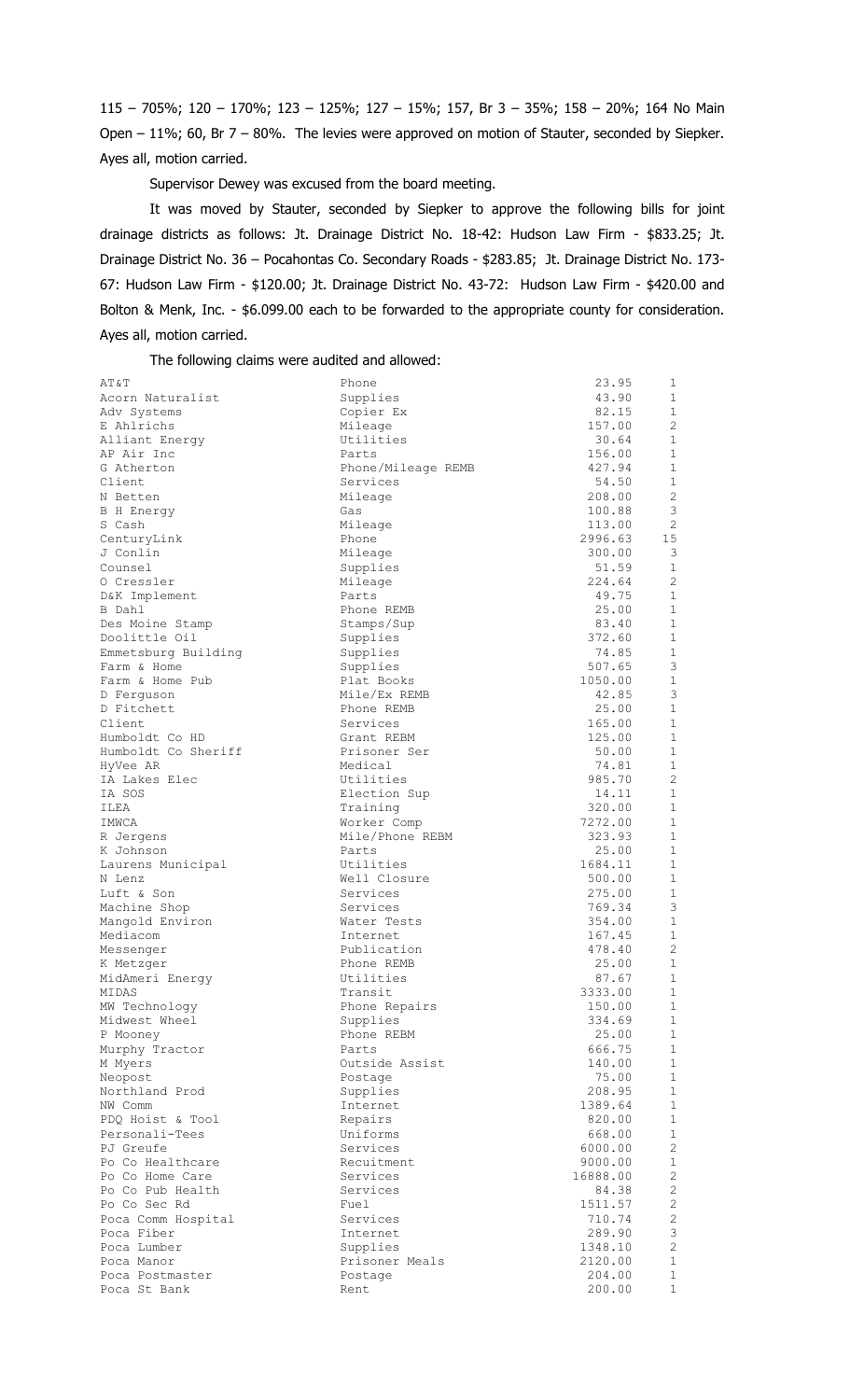115 – 705%; 120 – 170%; 123 – 125%; 127 – 15%; 157, Br 3 – 35%; 158 – 20%; 164 No Main Open – 11%; 60, Br 7 – 80%. The levies were approved on motion of Stauter, seconded by Siepker. Ayes all, motion carried.

Supervisor Dewey was excused from the board meeting.

It was moved by Stauter, seconded by Siepker to approve the following bills for joint drainage districts as follows: Jt. Drainage District No. 18-42: Hudson Law Firm - $833.25; Jt. Drainage District No. 36 – Pocahontas Co. Secondary Roads - $283.85; Jt. Drainage District No. 173-67: Hudson Law Firm - $120.00; Jt. Drainage District No. 43-72: Hudson Law Firm - $420.00 and Bolton & Menk, Inc. - $6.099.00 each to be forwarded to the appropriate county for consideration. Ayes all, motion carried.

The following claims were audited and allowed:

| | | | |
|---|---|---|---|
| AT&T | Phone | 23.95 | 1 |
| Acorn Naturalist | Supplies | 43.90 | 1 |
| Adv Systems | Copier Ex | 82.15 | 1 |
| E Ahlrichs | Mileage | 157.00 | 2 |
| Alliant Energy | Utilities | 30.64 | 1 |
| AP Air Inc | Parts | 156.00 | 1 |
| G Atherton | Phone/Mileage REMB | 427.94 | 1 |
| Client | Services | 54.50 | 1 |
| N Betten | Mileage | 208.00 | 2 |
| B H Energy | Gas | 100.88 | 3 |
| S Cash | Mileage | 113.00 | 2 |
| CenturyLink | Phone | 2996.63 | 15 |
| J Conlin | Mileage | 300.00 | 3 |
| Counsel | Supplies | 51.59 | 1 |
| O Cressler | Mileage | 224.64 | 2 |
| D&K Implement | Parts | 49.75 | 1 |
| B Dahl | Phone REMB | 25.00 | 1 |
| Des Moine Stamp | Stamps/Sup | 83.40 | 1 |
| Doolittle Oil | Supplies | 372.60 | 1 |
| Emmetsburg Building | Supplies | 74.85 | 1 |
| Farm & Home | Supplies | 507.65 | 3 |
| Farm & Home Pub | Plat Books | 1050.00 | 1 |
| D Ferguson | Mile/Ex REMB | 42.85 | 3 |
| D Fitchett | Phone REMB | 25.00 | 1 |
| Client | Services | 165.00 | 1 |
| Humboldt Co HD | Grant REBM | 125.00 | 1 |
| Humboldt Co Sheriff | Prisoner Ser | 50.00 | 1 |
| HyVee AR | Medical | 74.81 | 1 |
| IA Lakes Elec | Utilities | 985.70 | 2 |
| IA SOS | Election Sup | 14.11 | 1 |
| ILEA | Training | 320.00 | 1 |
| IMWCA | Worker Comp | 7272.00 | 1 |
| R Jergens | Mile/Phone REBM | 323.93 | 1 |
| K Johnson | Parts | 25.00 | 1 |
| Laurens Municipal | Utilities | 1684.11 | 1 |
| N Lenz | Well Closure | 500.00 | 1 |
| Luft & Son | Services | 275.00 | 1 |
| Machine Shop | Services | 769.34 | 3 |
| Mangold Environ | Water Tests | 354.00 | 1 |
| Mediacom | Internet | 167.45 | 1 |
| Messenger | Publication | 478.40 | 2 |
| K Metzger | Phone REMB | 25.00 | 1 |
| MidAmeri Energy | Utilities | 87.67 | 1 |
| MIDAS | Transit | 3333.00 | 1 |
| MW Technology | Phone Repairs | 150.00 | 1 |
| Midwest Wheel | Supplies | 334.69 | 1 |
| P Mooney | Phone REBM | 25.00 | 1 |
| Murphy Tractor | Parts | 666.75 | 1 |
| M Myers | Outside Assist | 140.00 | 1 |
| Neopost | Postage | 75.00 | 1 |
| Northland Prod | Supplies | 208.95 | 1 |
| NW Comm | Internet | 1389.64 | 1 |
| PDQ Hoist & Tool | Repairs | 820.00 | 1 |
| Personali-Tees | Uniforms | 668.00 | 1 |
| PJ Greufe | Services | 6000.00 | 2 |
| Po Co Healthcare | Recuitment | 9000.00 | 1 |
| Po Co Home Care | Services | 16888.00 | 2 |
| Po Co Pub Health | Services | 84.38 | 2 |
| Po Co Sec Rd | Fuel | 1511.57 | 2 |
| Poca Comm Hospital | Services | 710.74 | 2 |
| Poca Fiber | Internet | 289.90 | 3 |
| Poca Lumber | Supplies | 1348.10 | 2 |
| Poca Manor | Prisoner Meals | 2120.00 | 1 |
| Poca Postmaster | Postage | 204.00 | 1 |
| Poca St Bank | Rent | 200.00 | 1 |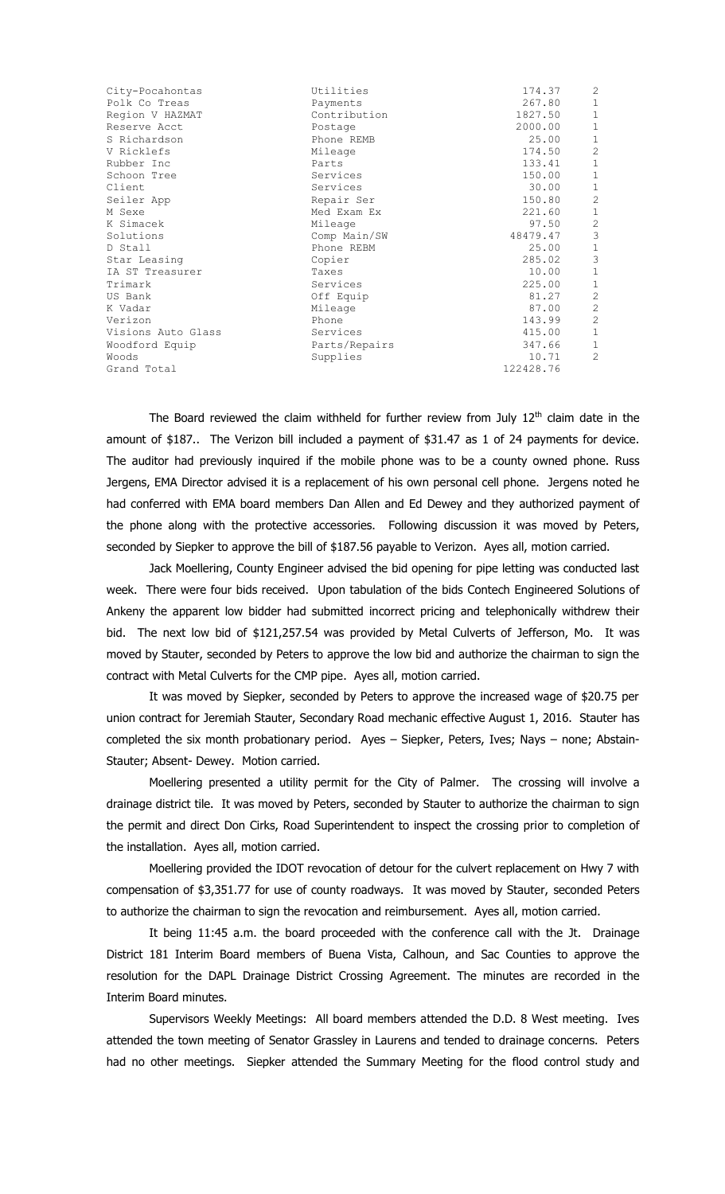| | | | |
|---|---|---|---|
| City-Pocahontas | Utilities | 174.37 | 2 |
| Polk Co Treas | Payments | 267.80 | 1 |
| Region V HAZMAT | Contribution | 1827.50 | 1 |
| Reserve Acct | Postage | 2000.00 | 1 |
| S Richardson | Phone REMB | 25.00 | 1 |
| V Ricklefs | Mileage | 174.50 | 2 |
| Rubber Inc | Parts | 133.41 | 1 |
| Schoon Tree | Services | 150.00 | 1 |
| Client | Services | 30.00 | 1 |
| Seiler App | Repair Ser | 150.80 | 2 |
| M Sexe | Med Exam Ex | 221.60 | 1 |
| K Simacek | Mileage | 97.50 | 2 |
| Solutions | Comp Main/SW | 48479.47 | 3 |
| D Stall | Phone REBM | 25.00 | 1 |
| Star Leasing | Copier | 285.02 | 3 |
| IA ST Treasurer | Taxes | 10.00 | 1 |
| Trimark | Services | 225.00 | 1 |
| US Bank | Off Equip | 81.27 | 2 |
| K Vadar | Mileage | 87.00 | 2 |
| Verizon | Phone | 143.99 | 2 |
| Visions Auto Glass | Services | 415.00 | 1 |
| Woodford Equip | Parts/Repairs | 347.66 | 1 |
| Woods | Supplies | 10.71 | 2 |
| Grand Total | | 122428.76 | |

The Board reviewed the claim withheld for further review from July 12th claim date in the amount of $187.. The Verizon bill included a payment of $31.47 as 1 of 24 payments for device. The auditor had previously inquired if the mobile phone was to be a county owned phone. Russ Jergens, EMA Director advised it is a replacement of his own personal cell phone. Jergens noted he had conferred with EMA board members Dan Allen and Ed Dewey and they authorized payment of the phone along with the protective accessories. Following discussion it was moved by Peters, seconded by Siepker to approve the bill of $187.56 payable to Verizon. Ayes all, motion carried.

Jack Moellering, County Engineer advised the bid opening for pipe letting was conducted last week. There were four bids received. Upon tabulation of the bids Contech Engineered Solutions of Ankeny the apparent low bidder had submitted incorrect pricing and telephonically withdrew their bid. The next low bid of $121,257.54 was provided by Metal Culverts of Jefferson, Mo. It was moved by Stauter, seconded by Peters to approve the low bid and authorize the chairman to sign the contract with Metal Culverts for the CMP pipe. Ayes all, motion carried.

It was moved by Siepker, seconded by Peters to approve the increased wage of $20.75 per union contract for Jeremiah Stauter, Secondary Road mechanic effective August 1, 2016. Stauter has completed the six month probationary period. Ayes – Siepker, Peters, Ives; Nays – none; Abstain- Stauter; Absent- Dewey. Motion carried.

Moellering presented a utility permit for the City of Palmer. The crossing will involve a drainage district tile. It was moved by Peters, seconded by Stauter to authorize the chairman to sign the permit and direct Don Cirks, Road Superintendent to inspect the crossing prior to completion of the installation. Ayes all, motion carried.

Moellering provided the IDOT revocation of detour for the culvert replacement on Hwy 7 with compensation of $3,351.77 for use of county roadways. It was moved by Stauter, seconded Peters to authorize the chairman to sign the revocation and reimbursement. Ayes all, motion carried.

It being 11:45 a.m. the board proceeded with the conference call with the Jt. Drainage District 181 Interim Board members of Buena Vista, Calhoun, and Sac Counties to approve the resolution for the DAPL Drainage District Crossing Agreement. The minutes are recorded in the Interim Board minutes.

Supervisors Weekly Meetings: All board members attended the D.D. 8 West meeting. Ives attended the town meeting of Senator Grassley in Laurens and tended to drainage concerns. Peters had no other meetings. Siepker attended the Summary Meeting for the flood control study and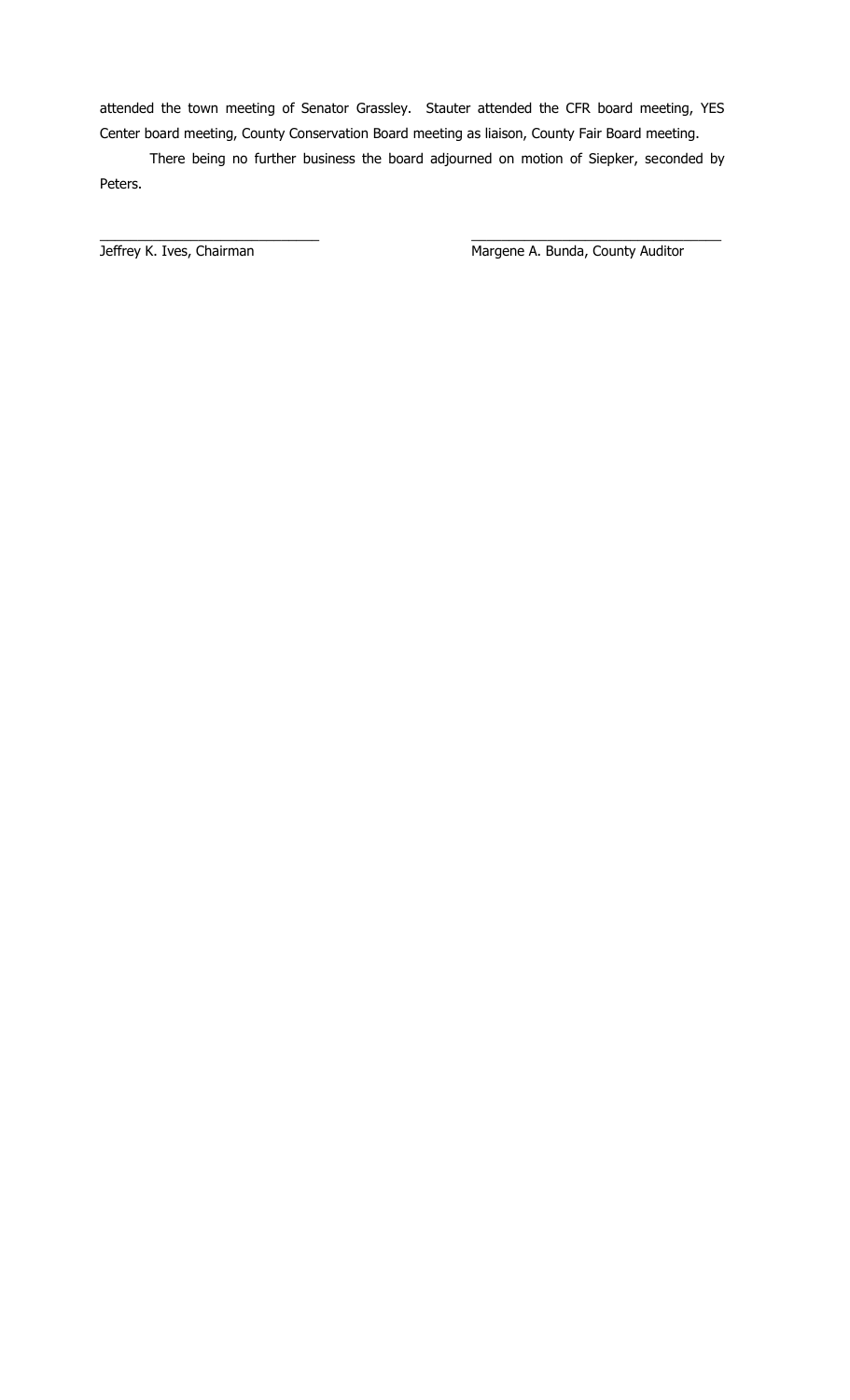attended the town meeting of Senator Grassley. Stauter attended the CFR board meeting, YES Center board meeting, County Conservation Board meeting as liaison, County Fair Board meeting.

There being no further business the board adjourned on motion of Siepker, seconded by Peters.

| | |
|---|---|
| _____________________________ | _________________________________ |
| Jeffrey K. Ives, Chairman | Margene A. Bunda, County Auditor |